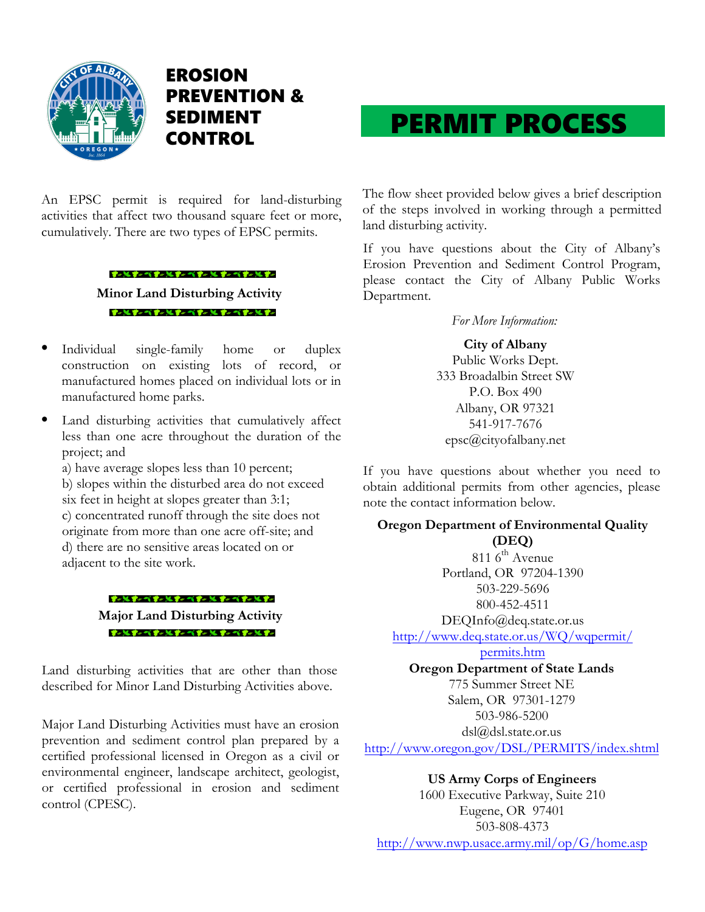# EROSION PREVENTION & SEDIMENT CONTROL

# PERMIT PROCESS

An EPSC permit is required for land-disturbing activities that affect two thousand square feet or more, cumulatively. There are two types of EPSC permits.

### Minor Land Disturbing Activity

- Individual single-family home or duplex construction on existing lots of record, or manufactured homes placed on individual lots or in manufactured home parks.
- Land disturbing activities that cumulatively affect less than one acre throughout the duration of the project; and
  a) have average slopes less than 10 percent;
  b) slopes within the disturbed area do not exceed six feet in height at slopes greater than 3:1;
  c) concentrated runoff through the site does not originate from more than one acre off-site; and
  d) there are no sensitive areas located on or adjacent to the site work.

### Major Land Disturbing Activity

Land disturbing activities that are other than those described for Minor Land Disturbing Activities above.

Major Land Disturbing Activities must have an erosion prevention and sediment control plan prepared by a certified professional licensed in Oregon as a civil or environmental engineer, landscape architect, geologist, or certified professional in erosion and sediment control (CPESC).

The flow sheet provided below gives a brief description of the steps involved in working through a permitted land disturbing activity.

If you have questions about the City of Albany's Erosion Prevention and Sediment Control Program, please contact the City of Albany Public Works Department.

*For More Information:*

**City of Albany**
Public Works Dept.
333 Broadalbin Street SW
P.O. Box 490
Albany, OR 97321
541-917-7676
epsc@cityofalbany.net

If you have questions about whether you need to obtain additional permits from other agencies, please note the contact information below.

**Oregon Department of Environmental Quality (DEQ)**
811 6th Avenue
Portland, OR 97204-1390
503-229-5696
800-452-4511
DEQInfo@deq.state.or.us
http://www.deq.state.or.us/WQ/wqpermit/permits.htm

**Oregon Department of State Lands**
775 Summer Street NE
Salem, OR 97301-1279
503-986-5200
dsl@dsl.state.or.us
http://www.oregon.gov/DSL/PERMITS/index.shtml

**US Army Corps of Engineers**
1600 Executive Parkway, Suite 210
Eugene, OR 97401
503-808-4373
http://www.nwp.usace.army.mil/op/G/home.asp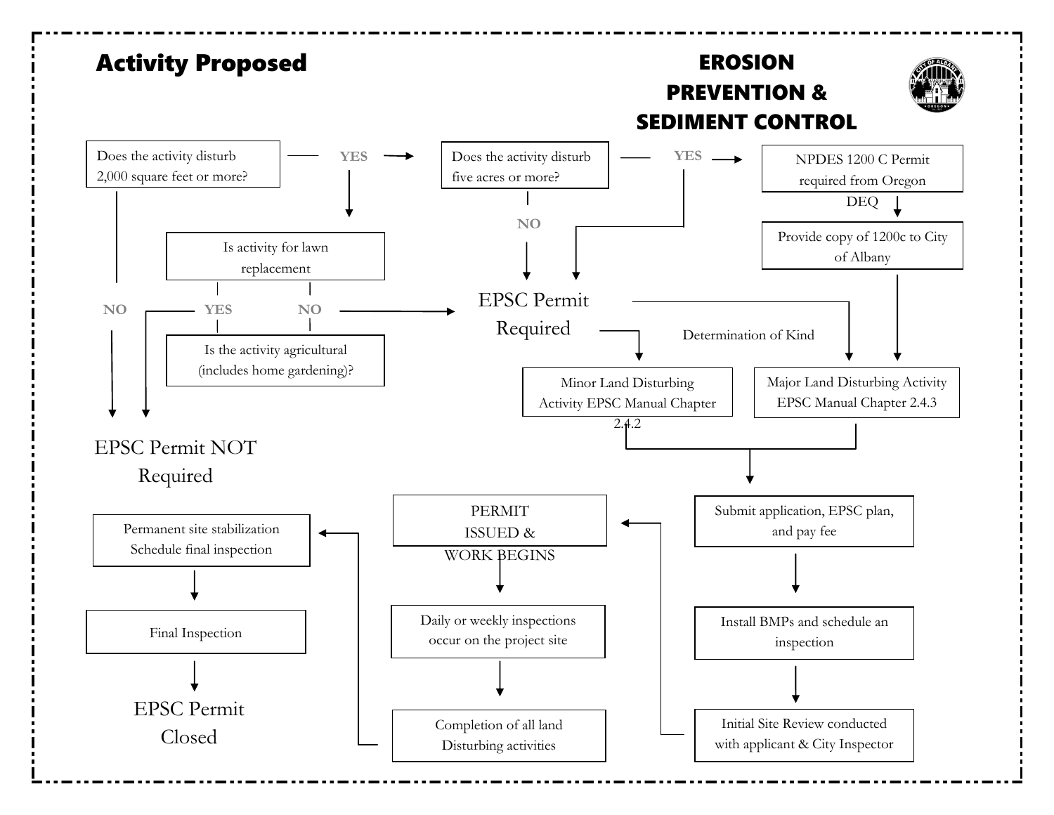# Activity Proposed

# EROSION PREVENTION & SEDIMENT CONTROL

Does the activity disturb 2,000 square feet or more?

YES

Does the activity disturb five acres or more?

YES

NPDES 1200 C Permit required from Oregon DEQ

Provide copy of 1200c to City of Albany

NO

Is activity for lawn replacement

NO

YES

NO

Is the activity agricultural (includes home gardening)?

EPSC Permit Required

Determination of Kind

Minor Land Disturbing Activity EPSC Manual Chapter 2.4.2

Major Land Disturbing Activity EPSC Manual Chapter 2.4.3

EPSC Permit NOT Required

Submit application, EPSC plan, and pay fee

Install BMPs and schedule an inspection

Initial Site Review conducted with applicant & City Inspector

PERMIT ISSUED & WORK BEGINS

Daily or weekly inspections occur on the project site

Completion of all land Disturbing activities

Permanent site stabilization Schedule final inspection

Final Inspection

EPSC Permit Closed